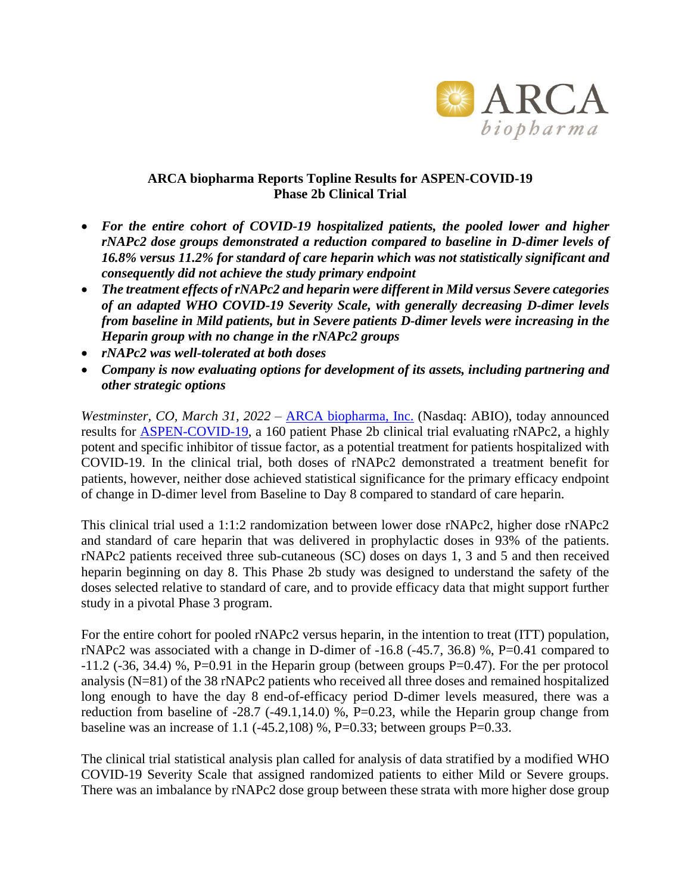**ARCA biopharma Reports Topline Results for ASPEN-COVID-19 Phase 2b Clinical Trial**

- ***For the entire cohort of COVID-19 hospitalized patients, the pooled lower and higher rNAPc2 dose groups demonstrated a reduction compared to baseline in D-dimer levels of 16.8% versus 11.2% for standard of care heparin which was not statistically significant and consequently did not achieve the study primary endpoint***
- ***The treatment effects of rNAPc2 and heparin were different in Mild versus Severe categories of an adapted WHO COVID-19 Severity Scale, with generally decreasing D-dimer levels from baseline in Mild patients, but in Severe patients D-dimer levels were increasing in the Heparin group with no change in the rNAPc2 groups***
- ***rNAPc2 was well-tolerated at both doses***
- ***Company is now evaluating options for development of its assets, including partnering and other strategic options***

*Westminster, CO, March 31, 2022* – ARCA biopharma, Inc. (Nasdaq: ABIO), today announced results for ASPEN-COVID-19, a 160 patient Phase 2b clinical trial evaluating rNAPc2, a highly potent and specific inhibitor of tissue factor, as a potential treatment for patients hospitalized with COVID-19. In the clinical trial, both doses of rNAPc2 demonstrated a treatment benefit for patients, however, neither dose achieved statistical significance for the primary efficacy endpoint of change in D-dimer level from Baseline to Day 8 compared to standard of care heparin.

This clinical trial used a 1:1:2 randomization between lower dose rNAPc2, higher dose rNAPc2 and standard of care heparin that was delivered in prophylactic doses in 93% of the patients. rNAPc2 patients received three sub-cutaneous (SC) doses on days 1, 3 and 5 and then received heparin beginning on day 8. This Phase 2b study was designed to understand the safety of the doses selected relative to standard of care, and to provide efficacy data that might support further study in a pivotal Phase 3 program.

For the entire cohort for pooled rNAPc2 versus heparin, in the intention to treat (ITT) population, rNAPc2 was associated with a change in D-dimer of -16.8 (-45.7, 36.8) %, P=0.41 compared to -11.2 (-36, 34.4) %, P=0.91 in the Heparin group (between groups P=0.47). For the per protocol analysis (N=81) of the 38 rNAPc2 patients who received all three doses and remained hospitalized long enough to have the day 8 end-of-efficacy period D-dimer levels measured, there was a reduction from baseline of -28.7 (-49.1,14.0) %, P=0.23, while the Heparin group change from baseline was an increase of 1.1 (-45.2,108) %, P=0.33; between groups P=0.33.

The clinical trial statistical analysis plan called for analysis of data stratified by a modified WHO COVID-19 Severity Scale that assigned randomized patients to either Mild or Severe groups. There was an imbalance by rNAPc2 dose group between these strata with more higher dose group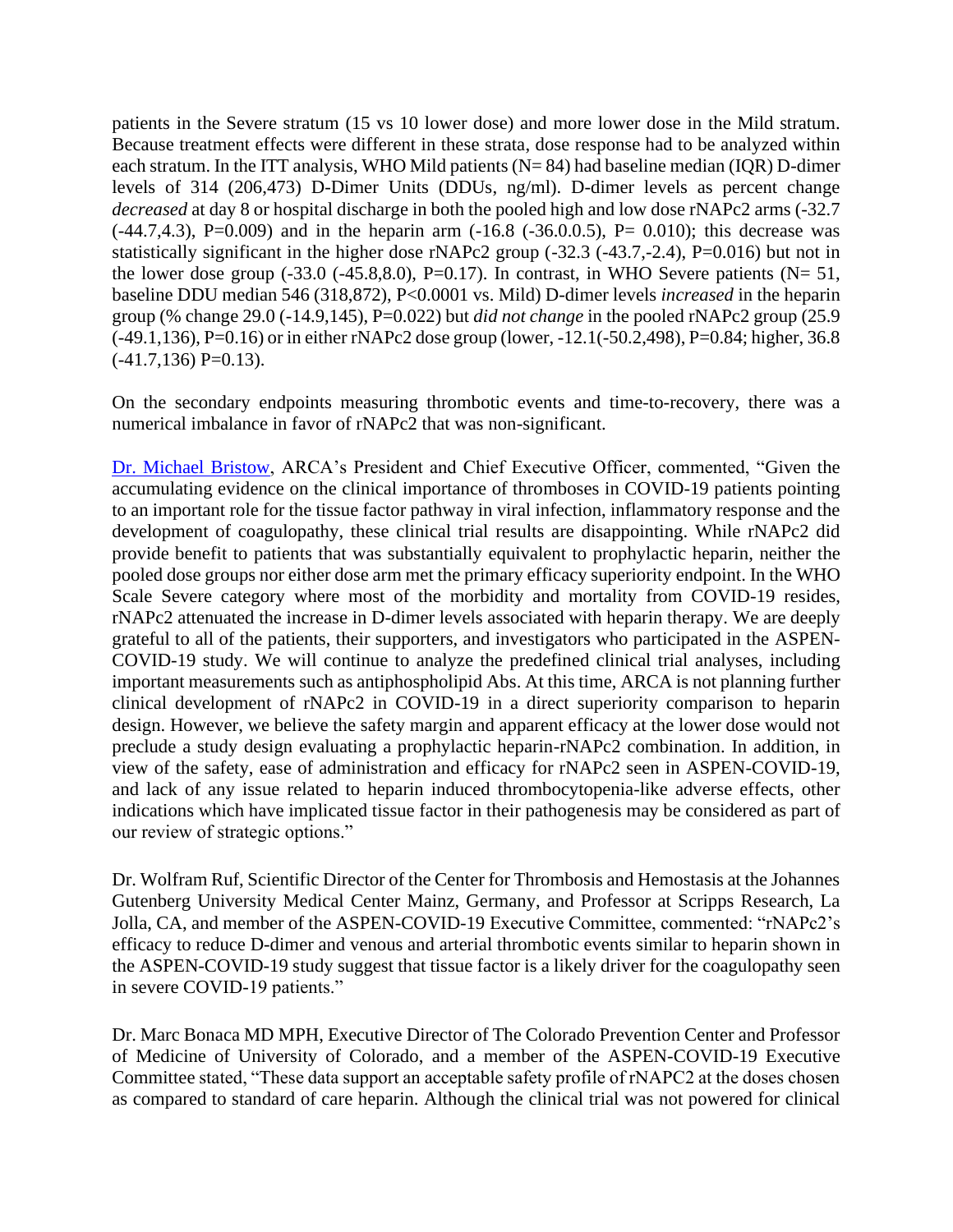patients in the Severe stratum (15 vs 10 lower dose) and more lower dose in the Mild stratum. Because treatment effects were different in these strata, dose response had to be analyzed within each stratum. In the ITT analysis, WHO Mild patients (N= 84) had baseline median (IQR) D-dimer levels of 314 (206,473) D-Dimer Units (DDUs, ng/ml). D-dimer levels as percent change *decreased* at day 8 or hospital discharge in both the pooled high and low dose rNAPc2 arms (-32.7 (-44.7,4.3), P=0.009) and in the heparin arm (-16.8 (-36.0.0.5), P= 0.010); this decrease was statistically significant in the higher dose rNAPc2 group (-32.3 (-43.7,-2.4), P=0.016) but not in the lower dose group (-33.0 (-45.8,8.0), P=0.17). In contrast, in WHO Severe patients (N= 51, baseline DDU median 546 (318,872), P<0.0001 vs. Mild) D-dimer levels *increased* in the heparin group (% change 29.0 (-14.9,145), P=0.022) but *did not change* in the pooled rNAPc2 group (25.9 (-49.1,136), P=0.16) or in either rNAPc2 dose group (lower, -12.1(-50.2,498), P=0.84; higher, 36.8 (-41.7,136) P=0.13).

On the secondary endpoints measuring thrombotic events and time-to-recovery, there was a numerical imbalance in favor of rNAPc2 that was non-significant.

Dr. Michael Bristow, ARCA's President and Chief Executive Officer, commented, "Given the accumulating evidence on the clinical importance of thromboses in COVID-19 patients pointing to an important role for the tissue factor pathway in viral infection, inflammatory response and the development of coagulopathy, these clinical trial results are disappointing. While rNAPc2 did provide benefit to patients that was substantially equivalent to prophylactic heparin, neither the pooled dose groups nor either dose arm met the primary efficacy superiority endpoint. In the WHO Scale Severe category where most of the morbidity and mortality from COVID-19 resides, rNAPc2 attenuated the increase in D-dimer levels associated with heparin therapy. We are deeply grateful to all of the patients, their supporters, and investigators who participated in the ASPEN-COVID-19 study. We will continue to analyze the predefined clinical trial analyses, including important measurements such as antiphospholipid Abs. At this time, ARCA is not planning further clinical development of rNAPc2 in COVID-19 in a direct superiority comparison to heparin design. However, we believe the safety margin and apparent efficacy at the lower dose would not preclude a study design evaluating a prophylactic heparin-rNAPc2 combination. In addition, in view of the safety, ease of administration and efficacy for rNAPc2 seen in ASPEN-COVID-19, and lack of any issue related to heparin induced thrombocytopenia-like adverse effects, other indications which have implicated tissue factor in their pathogenesis may be considered as part of our review of strategic options."

Dr. Wolfram Ruf, Scientific Director of the Center for Thrombosis and Hemostasis at the Johannes Gutenberg University Medical Center Mainz, Germany, and Professor at Scripps Research, La Jolla, CA, and member of the ASPEN-COVID-19 Executive Committee, commented: "rNAPc2's efficacy to reduce D-dimer and venous and arterial thrombotic events similar to heparin shown in the ASPEN-COVID-19 study suggest that tissue factor is a likely driver for the coagulopathy seen in severe COVID-19 patients."

Dr. Marc Bonaca MD MPH, Executive Director of The Colorado Prevention Center and Professor of Medicine of University of Colorado, and a member of the ASPEN-COVID-19 Executive Committee stated, "These data support an acceptable safety profile of rNAPC2 at the doses chosen as compared to standard of care heparin. Although the clinical trial was not powered for clinical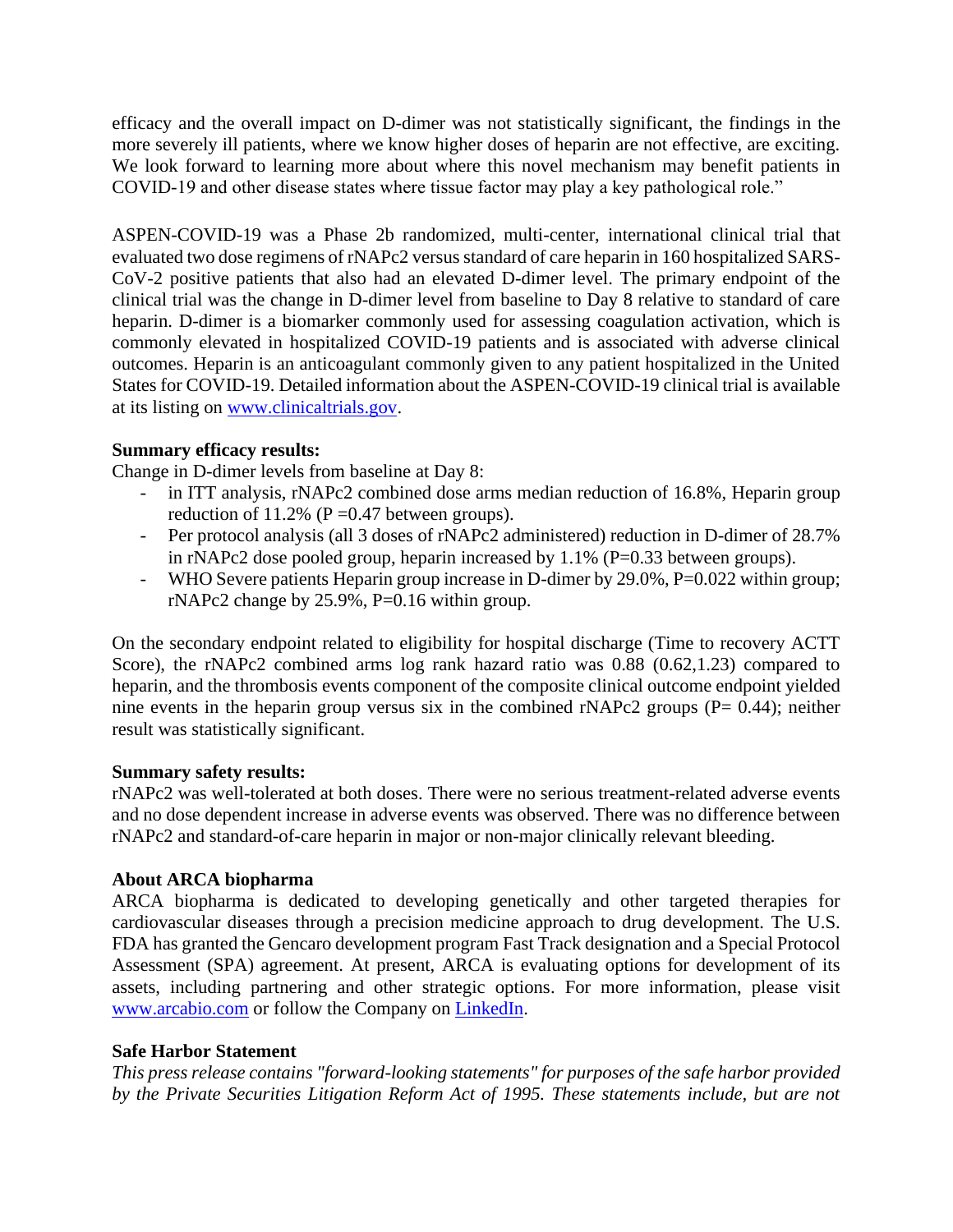efficacy and the overall impact on D-dimer was not statistically significant, the findings in the more severely ill patients, where we know higher doses of heparin are not effective, are exciting. We look forward to learning more about where this novel mechanism may benefit patients in COVID-19 and other disease states where tissue factor may play a key pathological role."

ASPEN-COVID-19 was a Phase 2b randomized, multi-center, international clinical trial that evaluated two dose regimens of rNAPc2 versus standard of care heparin in 160 hospitalized SARS-CoV-2 positive patients that also had an elevated D-dimer level. The primary endpoint of the clinical trial was the change in D-dimer level from baseline to Day 8 relative to standard of care heparin. D-dimer is a biomarker commonly used for assessing coagulation activation, which is commonly elevated in hospitalized COVID-19 patients and is associated with adverse clinical outcomes. Heparin is an anticoagulant commonly given to any patient hospitalized in the United States for COVID-19. Detailed information about the ASPEN-COVID-19 clinical trial is available at its listing on [www.clinicaltrials.gov](http://www.clinicaltrials.gov).

**Summary efficacy results:**

Change in D-dimer levels from baseline at Day 8:

- in ITT analysis, rNAPc2 combined dose arms median reduction of 16.8%, Heparin group reduction of 11.2% (P =0.47 between groups).
- Per protocol analysis (all 3 doses of rNAPc2 administered) reduction in D-dimer of 28.7% in rNAPc2 dose pooled group, heparin increased by 1.1% (P=0.33 between groups).
- WHO Severe patients Heparin group increase in D-dimer by 29.0%, P=0.022 within group; rNAPc2 change by 25.9%, P=0.16 within group.

On the secondary endpoint related to eligibility for hospital discharge (Time to recovery ACTT Score), the rNAPc2 combined arms log rank hazard ratio was 0.88 (0.62,1.23) compared to heparin, and the thrombosis events component of the composite clinical outcome endpoint yielded nine events in the heparin group versus six in the combined rNAPc2 groups (P= 0.44); neither result was statistically significant.

**Summary safety results:**

rNAPc2 was well-tolerated at both doses. There were no serious treatment-related adverse events and no dose dependent increase in adverse events was observed. There was no difference between rNAPc2 and standard-of-care heparin in major or non-major clinically relevant bleeding.

**About ARCA biopharma**

ARCA biopharma is dedicated to developing genetically and other targeted therapies for cardiovascular diseases through a precision medicine approach to drug development. The U.S. FDA has granted the Gencaro development program Fast Track designation and a Special Protocol Assessment (SPA) agreement. At present, ARCA is evaluating options for development of its assets, including partnering and other strategic options. For more information, please visit [www.arcabio.com](http://www.arcabio.com) or follow the Company on [LinkedIn](LinkedIn).

**Safe Harbor Statement**

*This press release contains "forward-looking statements" for purposes of the safe harbor provided by the Private Securities Litigation Reform Act of 1995. These statements include, but are not*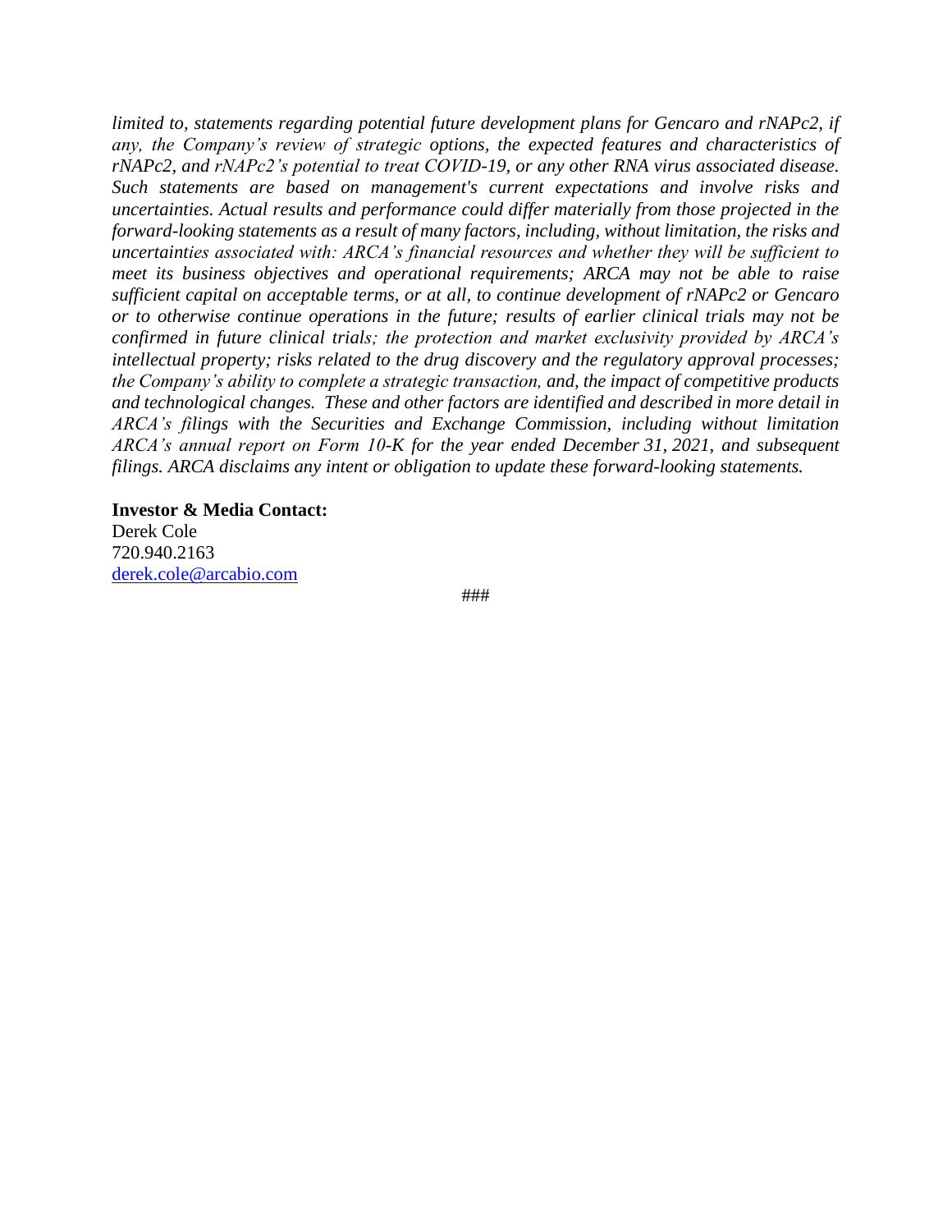*limited to, statements regarding potential future development plans for Gencaro and rNAPc2, if any, the Company's review of strategic options, the expected features and characteristics of rNAPc2, and rNAPc2's potential to treat COVID-19, or any other RNA virus associated disease. Such statements are based on management's current expectations and involve risks and uncertainties. Actual results and performance could differ materially from those projected in the forward-looking statements as a result of many factors, including, without limitation, the risks and uncertainties associated with: ARCA's financial resources and whether they will be sufficient to meet its business objectives and operational requirements; ARCA may not be able to raise sufficient capital on acceptable terms, or at all, to continue development of rNAPc2 or Gencaro or to otherwise continue operations in the future; results of earlier clinical trials may not be confirmed in future clinical trials; the protection and market exclusivity provided by ARCA's intellectual property; risks related to the drug discovery and the regulatory approval processes; the Company's ability to complete a strategic transaction, and, the impact of competitive products and technological changes. These and other factors are identified and described in more detail in ARCA's filings with the Securities and Exchange Commission, including without limitation ARCA's annual report on Form 10-K for the year ended December 31, 2021, and subsequent filings. ARCA disclaims any intent or obligation to update these forward-looking statements.*

**Investor & Media Contact:**
Derek Cole
720.940.2163
derek.cole@arcabio.com

###